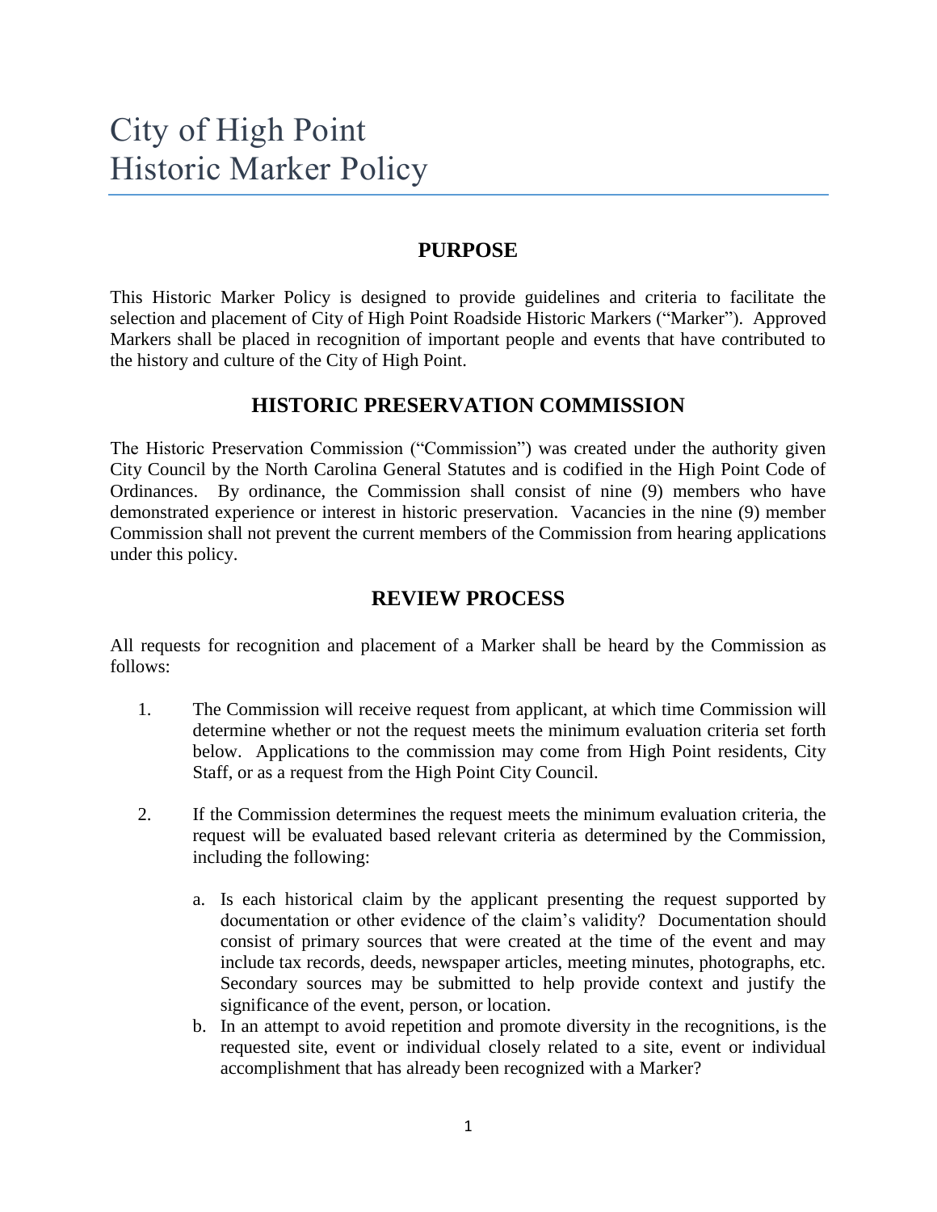# City of High Point
# Historic Marker Policy

## PURPOSE

This Historic Marker Policy is designed to provide guidelines and criteria to facilitate the selection and placement of City of High Point Roadside Historic Markers ("Marker"). Approved Markers shall be placed in recognition of important people and events that have contributed to the history and culture of the City of High Point.

## HISTORIC PRESERVATION COMMISSION

The Historic Preservation Commission ("Commission") was created under the authority given City Council by the North Carolina General Statutes and is codified in the High Point Code of Ordinances. By ordinance, the Commission shall consist of nine (9) members who have demonstrated experience or interest in historic preservation. Vacancies in the nine (9) member Commission shall not prevent the current members of the Commission from hearing applications under this policy.

## REVIEW PROCESS

All requests for recognition and placement of a Marker shall be heard by the Commission as follows:

1. The Commission will receive request from applicant, at which time Commission will determine whether or not the request meets the minimum evaluation criteria set forth below. Applications to the commission may come from High Point residents, City Staff, or as a request from the High Point City Council.

2. If the Commission determines the request meets the minimum evaluation criteria, the request will be evaluated based relevant criteria as determined by the Commission, including the following:

   a. Is each historical claim by the applicant presenting the request supported by documentation or other evidence of the claim's validity? Documentation should consist of primary sources that were created at the time of the event and may include tax records, deeds, newspaper articles, meeting minutes, photographs, etc. Secondary sources may be submitted to help provide context and justify the significance of the event, person, or location.
   b. In an attempt to avoid repetition and promote diversity in the recognitions, is the requested site, event or individual closely related to a site, event or individual accomplishment that has already been recognized with a Marker?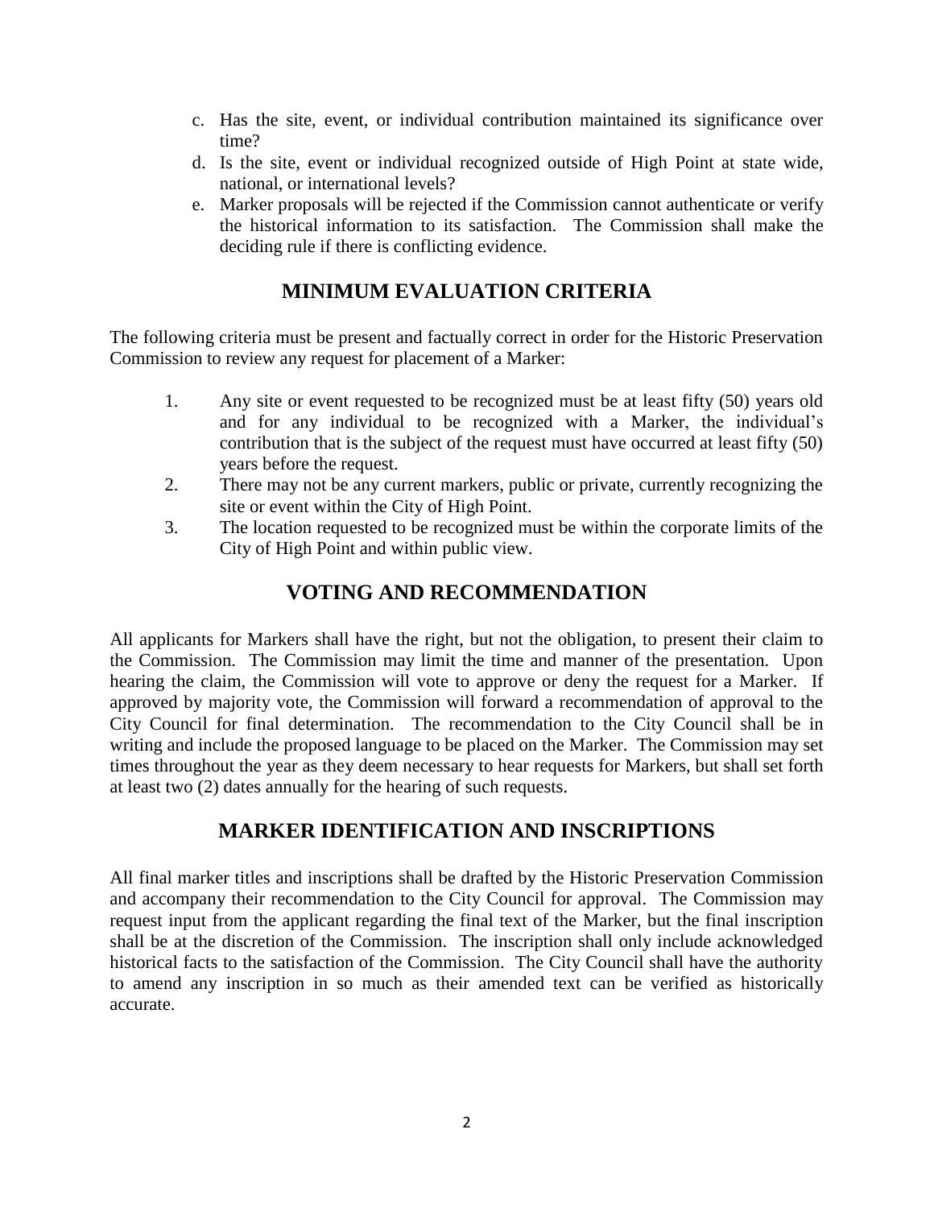c. Has the site, event, or individual contribution maintained its significance over time?
d. Is the site, event or individual recognized outside of High Point at state wide, national, or international levels?
e. Marker proposals will be rejected if the Commission cannot authenticate or verify the historical information to its satisfaction. The Commission shall make the deciding rule if there is conflicting evidence.

## MINIMUM EVALUATION CRITERIA

The following criteria must be present and factually correct in order for the Historic Preservation Commission to review any request for placement of a Marker:

1. Any site or event requested to be recognized must be at least fifty (50) years old and for any individual to be recognized with a Marker, the individual's contribution that is the subject of the request must have occurred at least fifty (50) years before the request.
2. There may not be any current markers, public or private, currently recognizing the site or event within the City of High Point.
3. The location requested to be recognized must be within the corporate limits of the City of High Point and within public view.

## VOTING AND RECOMMENDATION

All applicants for Markers shall have the right, but not the obligation, to present their claim to the Commission. The Commission may limit the time and manner of the presentation. Upon hearing the claim, the Commission will vote to approve or deny the request for a Marker. If approved by majority vote, the Commission will forward a recommendation of approval to the City Council for final determination. The recommendation to the City Council shall be in writing and include the proposed language to be placed on the Marker. The Commission may set times throughout the year as they deem necessary to hear requests for Markers, but shall set forth at least two (2) dates annually for the hearing of such requests.

## MARKER IDENTIFICATION AND INSCRIPTIONS

All final marker titles and inscriptions shall be drafted by the Historic Preservation Commission and accompany their recommendation to the City Council for approval. The Commission may request input from the applicant regarding the final text of the Marker, but the final inscription shall be at the discretion of the Commission. The inscription shall only include acknowledged historical facts to the satisfaction of the Commission. The City Council shall have the authority to amend any inscription in so much as their amended text can be verified as historically accurate.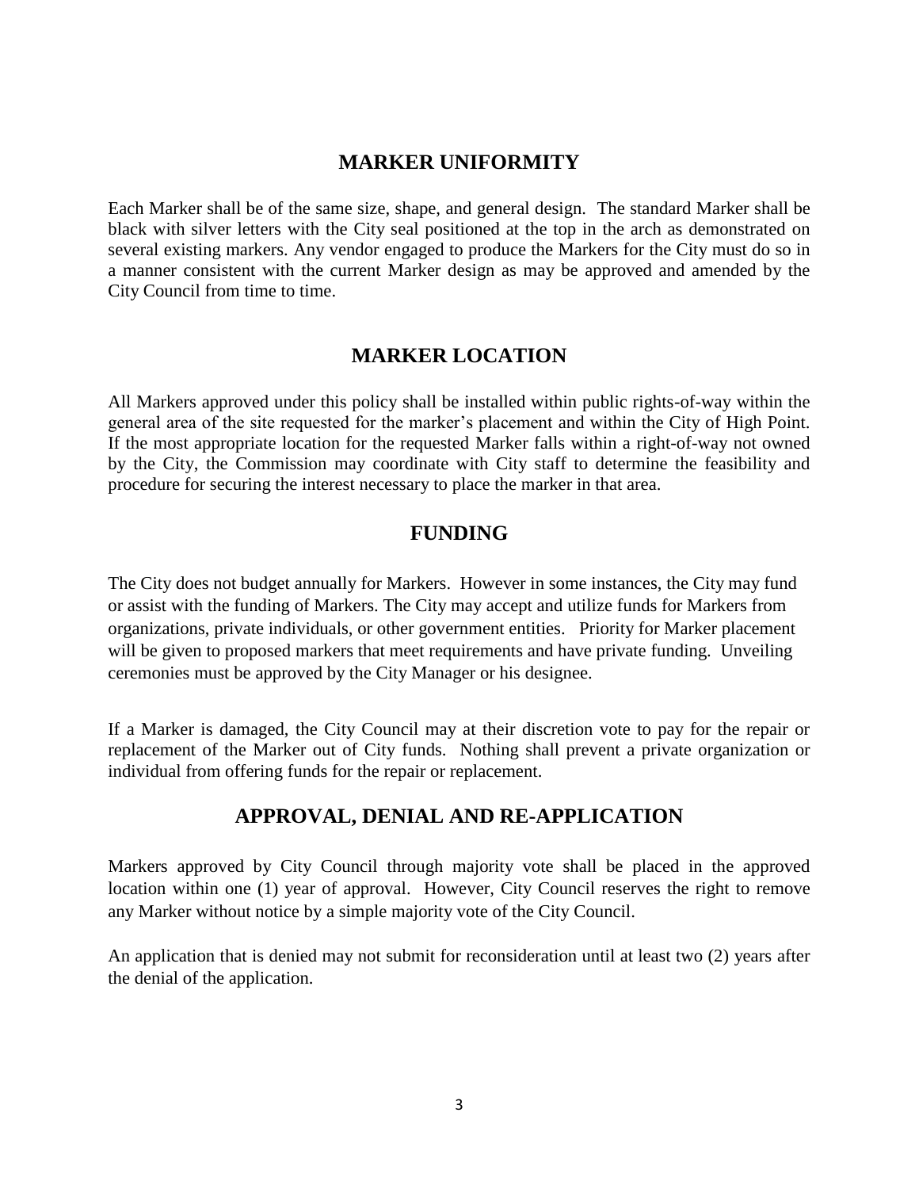## MARKER UNIFORMITY

Each Marker shall be of the same size, shape, and general design. The standard Marker shall be black with silver letters with the City seal positioned at the top in the arch as demonstrated on several existing markers. Any vendor engaged to produce the Markers for the City must do so in a manner consistent with the current Marker design as may be approved and amended by the City Council from time to time.

## MARKER LOCATION

All Markers approved under this policy shall be installed within public rights-of-way within the general area of the site requested for the marker's placement and within the City of High Point. If the most appropriate location for the requested Marker falls within a right-of-way not owned by the City, the Commission may coordinate with City staff to determine the feasibility and procedure for securing the interest necessary to place the marker in that area.

## FUNDING

The City does not budget annually for Markers. However in some instances, the City may fund or assist with the funding of Markers. The City may accept and utilize funds for Markers from organizations, private individuals, or other government entities. Priority for Marker placement will be given to proposed markers that meet requirements and have private funding. Unveiling ceremonies must be approved by the City Manager or his designee.

If a Marker is damaged, the City Council may at their discretion vote to pay for the repair or replacement of the Marker out of City funds. Nothing shall prevent a private organization or individual from offering funds for the repair or replacement.

## APPROVAL, DENIAL AND RE-APPLICATION

Markers approved by City Council through majority vote shall be placed in the approved location within one (1) year of approval. However, City Council reserves the right to remove any Marker without notice by a simple majority vote of the City Council.

An application that is denied may not submit for reconsideration until at least two (2) years after the denial of the application.